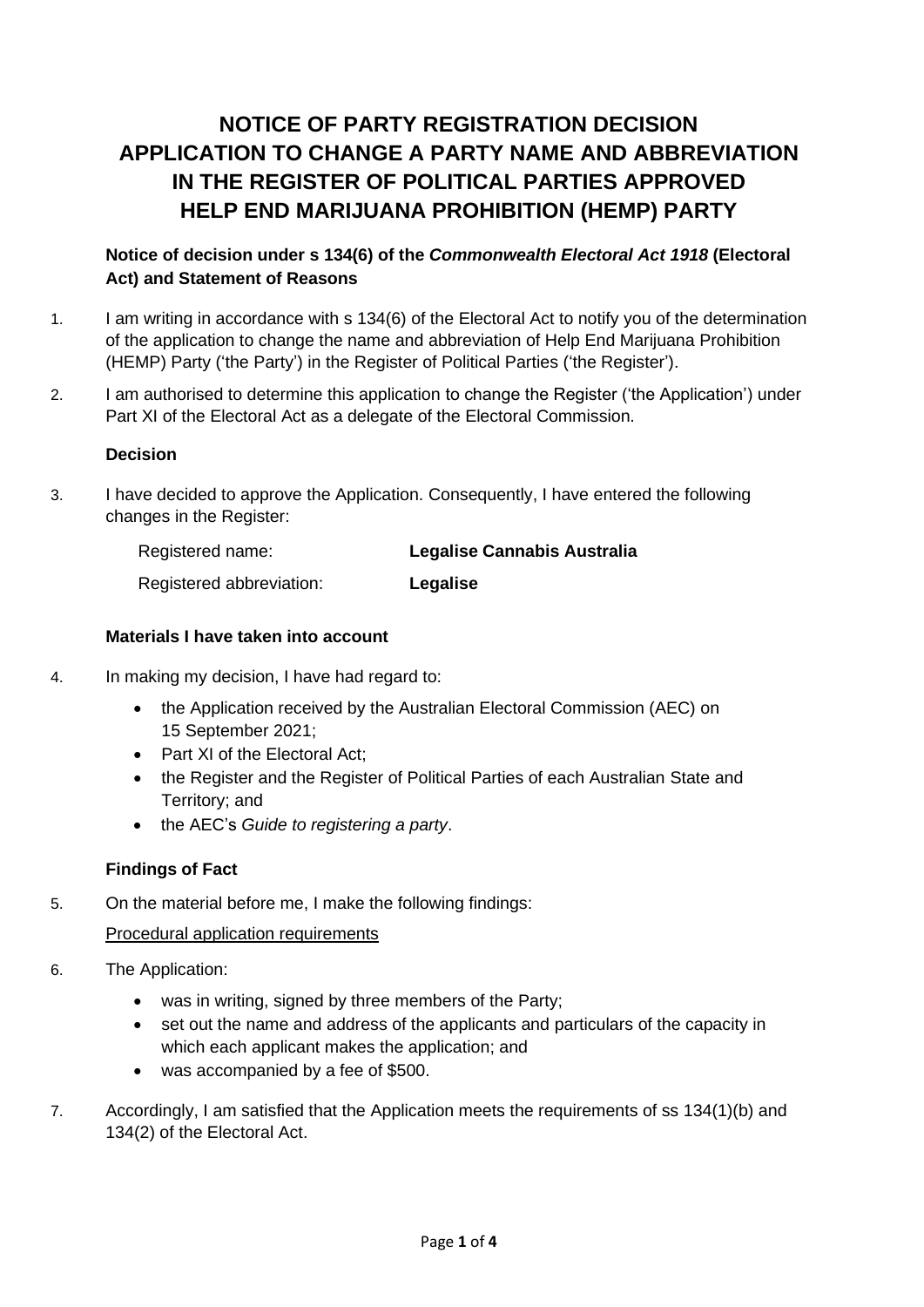# NOTICE OF PARTY REGISTRATION DECISION APPLICATION TO CHANGE A PARTY NAME AND ABBREVIATION IN THE REGISTER OF POLITICAL PARTIES APPROVED HELP END MARIJUANA PROHIBITION (HEMP) PARTY

**Notice of decision under s 134(6) of the *Commonwealth Electoral Act 1918* (Electoral Act) and Statement of Reasons**

1. I am writing in accordance with s 134(6) of the Electoral Act to notify you of the determination of the application to change the name and abbreviation of Help End Marijuana Prohibition (HEMP) Party ('the Party') in the Register of Political Parties ('the Register').

2. I am authorised to determine this application to change the Register ('the Application') under Part XI of the Electoral Act as a delegate of the Electoral Commission.

### Decision

3. I have decided to approve the Application. Consequently, I have entered the following changes in the Register:

| | |
|---|---|
| Registered name: | **Legalise Cannabis Australia** |
| Registered abbreviation: | **Legalise** |

### Materials I have taken into account

4. In making my decision, I have had regard to:
   - the Application received by the Australian Electoral Commission (AEC) on 15 September 2021;
   - Part XI of the Electoral Act;
   - the Register and the Register of Political Parties of each Australian State and Territory; and
   - the AEC's *Guide to registering a party*.

### Findings of Fact

5. On the material before me, I make the following findings:

   Procedural application requirements

6. The Application:
   - was in writing, signed by three members of the Party;
   - set out the name and address of the applicants and particulars of the capacity in which each applicant makes the application; and
   - was accompanied by a fee of $500.

7. Accordingly, I am satisfied that the Application meets the requirements of ss 134(1)(b) and 134(2) of the Electoral Act.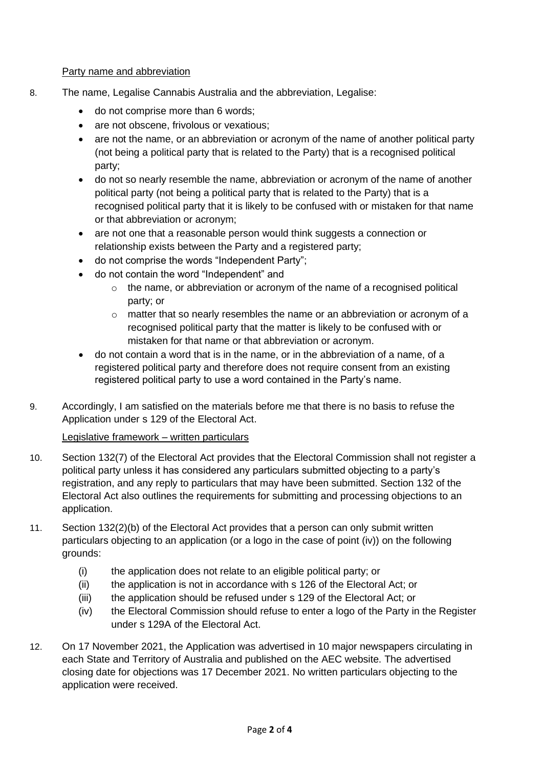Party name and abbreviation

8. The name, Legalise Cannabis Australia and the abbreviation, Legalise:

   - do not comprise more than 6 words;
   - are not obscene, frivolous or vexatious;
   - are not the name, or an abbreviation or acronym of the name of another political party (not being a political party that is related to the Party) that is a recognised political party;
   - do not so nearly resemble the name, abbreviation or acronym of the name of another political party (not being a political party that is related to the Party) that is a recognised political party that it is likely to be confused with or mistaken for that name or that abbreviation or acronym;
   - are not one that a reasonable person would think suggests a connection or relationship exists between the Party and a registered party;
   - do not comprise the words "Independent Party";
   - do not contain the word "Independent" and
     - the name, or abbreviation or acronym of the name of a recognised political party; or
     - matter that so nearly resembles the name or an abbreviation or acronym of a recognised political party that the matter is likely to be confused with or mistaken for that name or that abbreviation or acronym.
   - do not contain a word that is in the name, or in the abbreviation of a name, of a registered political party and therefore does not require consent from an existing registered political party to use a word contained in the Party's name.

9. Accordingly, I am satisfied on the materials before me that there is no basis to refuse the Application under s 129 of the Electoral Act.

Legislative framework – written particulars

10. Section 132(7) of the Electoral Act provides that the Electoral Commission shall not register a political party unless it has considered any particulars submitted objecting to a party's registration, and any reply to particulars that may have been submitted. Section 132 of the Electoral Act also outlines the requirements for submitting and processing objections to an application.

11. Section 132(2)(b) of the Electoral Act provides that a person can only submit written particulars objecting to an application (or a logo in the case of point (iv)) on the following grounds:

    (i) the application does not relate to an eligible political party; or
    (ii) the application is not in accordance with s 126 of the Electoral Act; or
    (iii) the application should be refused under s 129 of the Electoral Act; or
    (iv) the Electoral Commission should refuse to enter a logo of the Party in the Register under s 129A of the Electoral Act.

12. On 17 November 2021, the Application was advertised in 10 major newspapers circulating in each State and Territory of Australia and published on the AEC website. The advertised closing date for objections was 17 December 2021. No written particulars objecting to the application were received.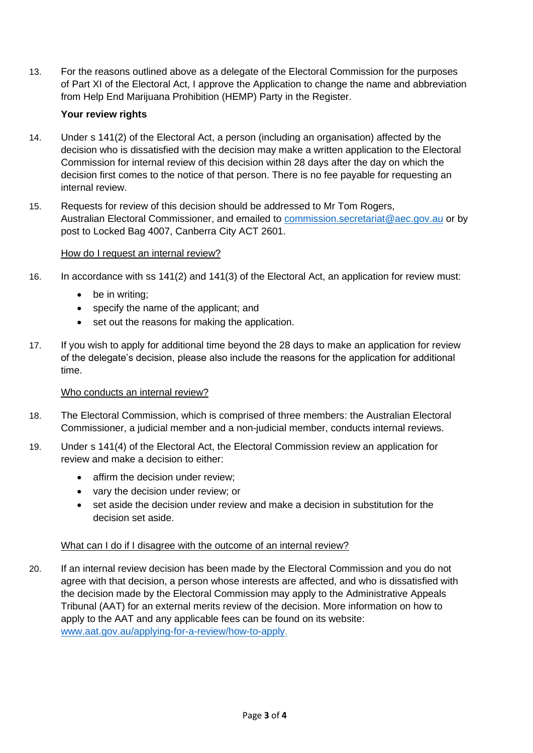13. For the reasons outlined above as a delegate of the Electoral Commission for the purposes of Part XI of the Electoral Act, I approve the Application to change the name and abbreviation from Help End Marijuana Prohibition (HEMP) Party in the Register.

**Your review rights**

14. Under s 141(2) of the Electoral Act, a person (including an organisation) affected by the decision who is dissatisfied with the decision may make a written application to the Electoral Commission for internal review of this decision within 28 days after the day on which the decision first comes to the notice of that person. There is no fee payable for requesting an internal review.

15. Requests for review of this decision should be addressed to Mr Tom Rogers, Australian Electoral Commissioner, and emailed to commission.secretariat@aec.gov.au or by post to Locked Bag 4007, Canberra City ACT 2601.

How do I request an internal review?

16. In accordance with ss 141(2) and 141(3) of the Electoral Act, an application for review must:

    - be in writing;
    - specify the name of the applicant; and
    - set out the reasons for making the application.

17. If you wish to apply for additional time beyond the 28 days to make an application for review of the delegate's decision, please also include the reasons for the application for additional time.

Who conducts an internal review?

18. The Electoral Commission, which is comprised of three members: the Australian Electoral Commissioner, a judicial member and a non-judicial member, conducts internal reviews.

19. Under s 141(4) of the Electoral Act, the Electoral Commission review an application for review and make a decision to either:

    - affirm the decision under review;
    - vary the decision under review; or
    - set aside the decision under review and make a decision in substitution for the decision set aside.

What can I do if I disagree with the outcome of an internal review?

20. If an internal review decision has been made by the Electoral Commission and you do not agree with that decision, a person whose interests are affected, and who is dissatisfied with the decision made by the Electoral Commission may apply to the Administrative Appeals Tribunal (AAT) for an external merits review of the decision. More information on how to apply to the AAT and any applicable fees can be found on its website: www.aat.gov.au/applying-for-a-review/how-to-apply.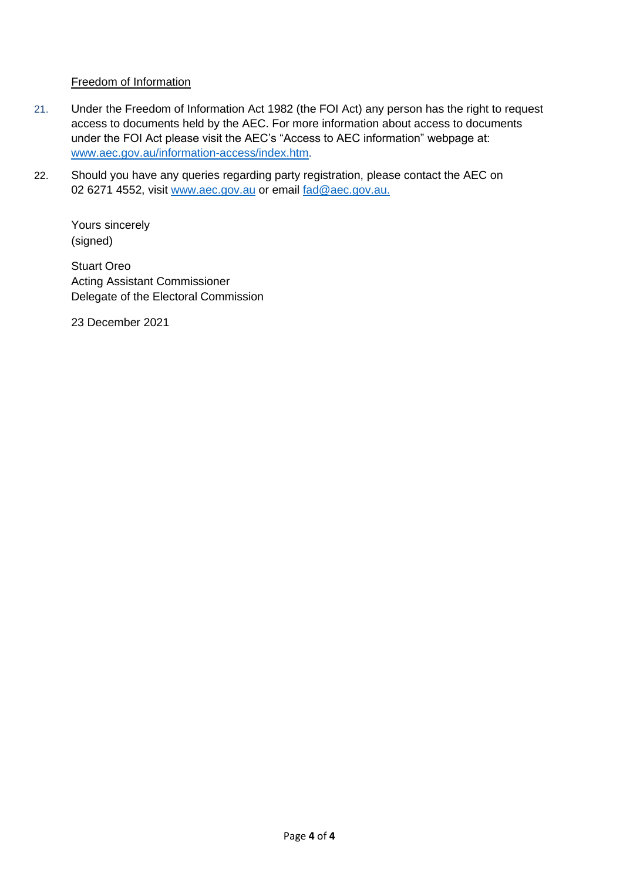Freedom of Information

21. Under the Freedom of Information Act 1982 (the FOI Act) any person has the right to request access to documents held by the AEC. For more information about access to documents under the FOI Act please visit the AEC's "Access to AEC information" webpage at: www.aec.gov.au/information-access/index.htm.

22. Should you have any queries regarding party registration, please contact the AEC on 02 6271 4552, visit www.aec.gov.au or email fad@aec.gov.au.

Yours sincerely
(signed)

Stuart Oreo
Acting Assistant Commissioner
Delegate of the Electoral Commission

23 December 2021